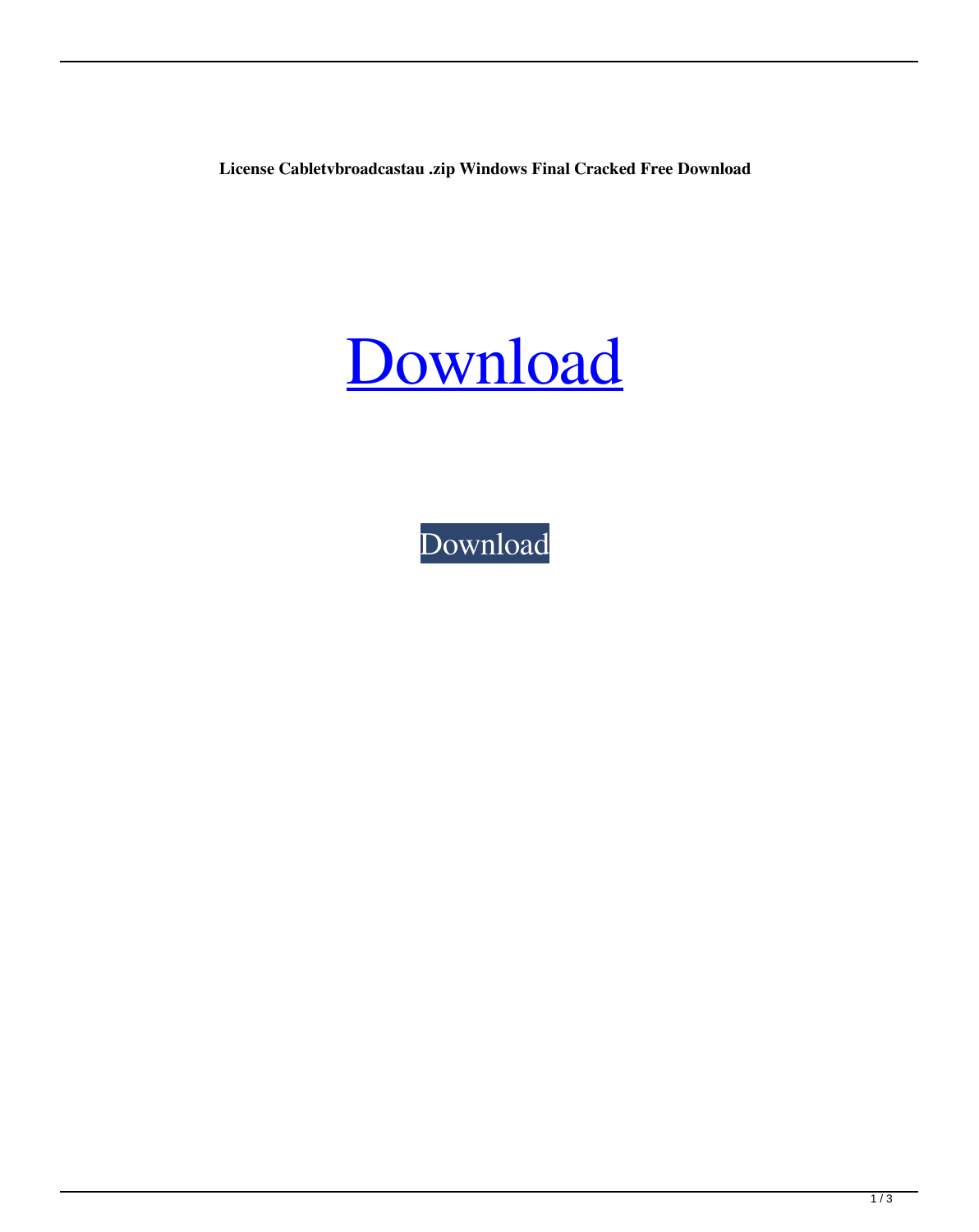**License Cabletvbroadcastau .zip Windows Final Cracked Free Download**

# Download

Download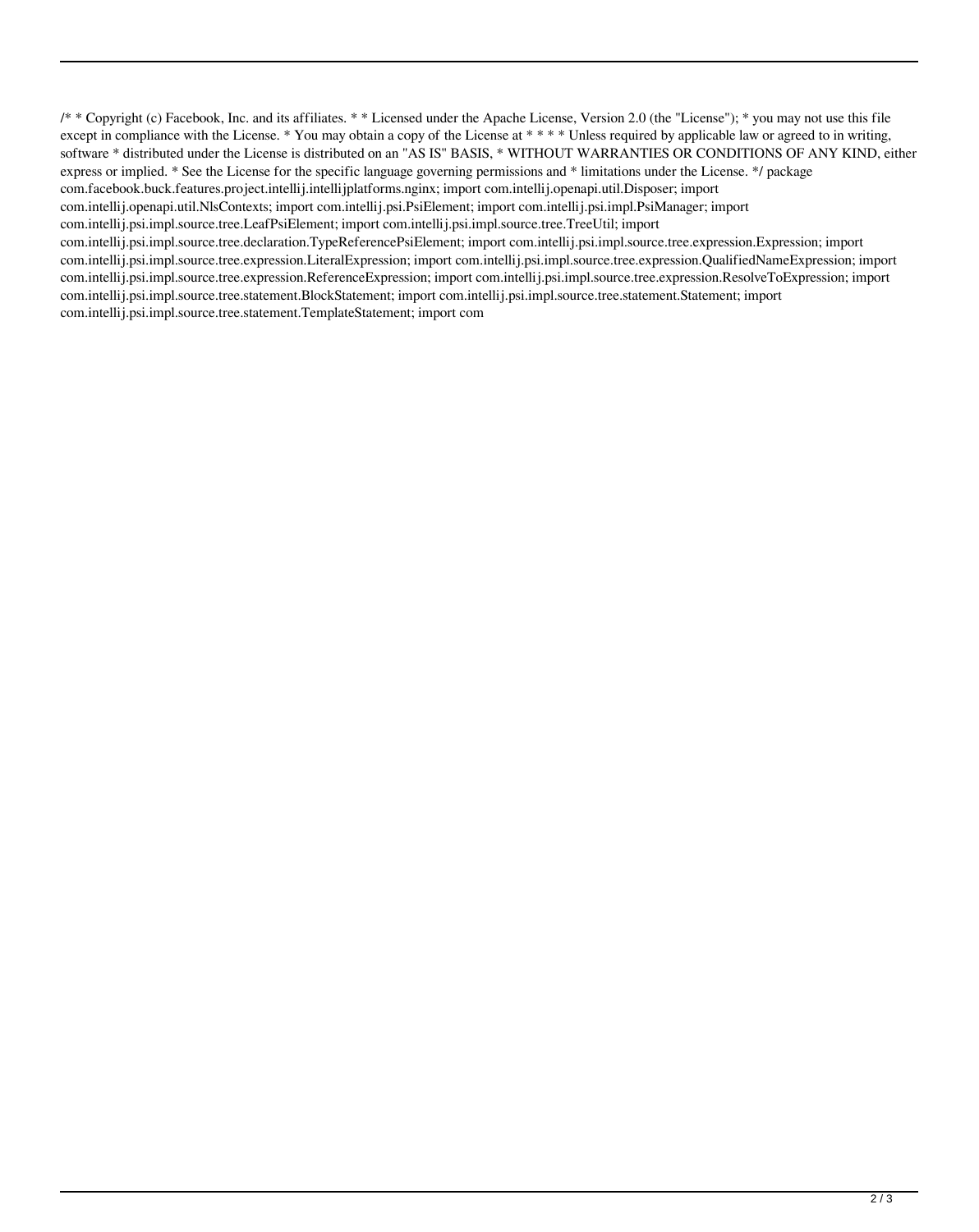/* * Copyright (c) Facebook, Inc. and its affiliates. * * Licensed under the Apache License, Version 2.0 (the "License"); * you may not use this file except in compliance with the License. * You may obtain a copy of the License at * * * * Unless required by applicable law or agreed to in writing, software * distributed under the License is distributed on an "AS IS" BASIS, * WITHOUT WARRANTIES OR CONDITIONS OF ANY KIND, either express or implied. * See the License for the specific language governing permissions and * limitations under the License. */ package com.facebook.buck.features.project.intellij.intellijplatforms.nginx; import com.intellij.openapi.util.Disposer; import com.intellij.openapi.util.NlsContexts; import com.intellij.psi.PsiElement; import com.intellij.psi.impl.PsiManager; import com.intellij.psi.impl.source.tree.LeafPsiElement; import com.intellij.psi.impl.source.tree.TreeUtil; import com.intellij.psi.impl.source.tree.declaration.TypeReferencePsiElement; import com.intellij.psi.impl.source.tree.expression.Expression; import com.intellij.psi.impl.source.tree.expression.LiteralExpression; import com.intellij.psi.impl.source.tree.expression.QualifiedNameExpression; import com.intellij.psi.impl.source.tree.expression.ReferenceExpression; import com.intellij.psi.impl.source.tree.expression.ResolveToExpression; import com.intellij.psi.impl.source.tree.statement.BlockStatement; import com.intellij.psi.impl.source.tree.statement.Statement; import com.intellij.psi.impl.source.tree.statement.TemplateStatement; import com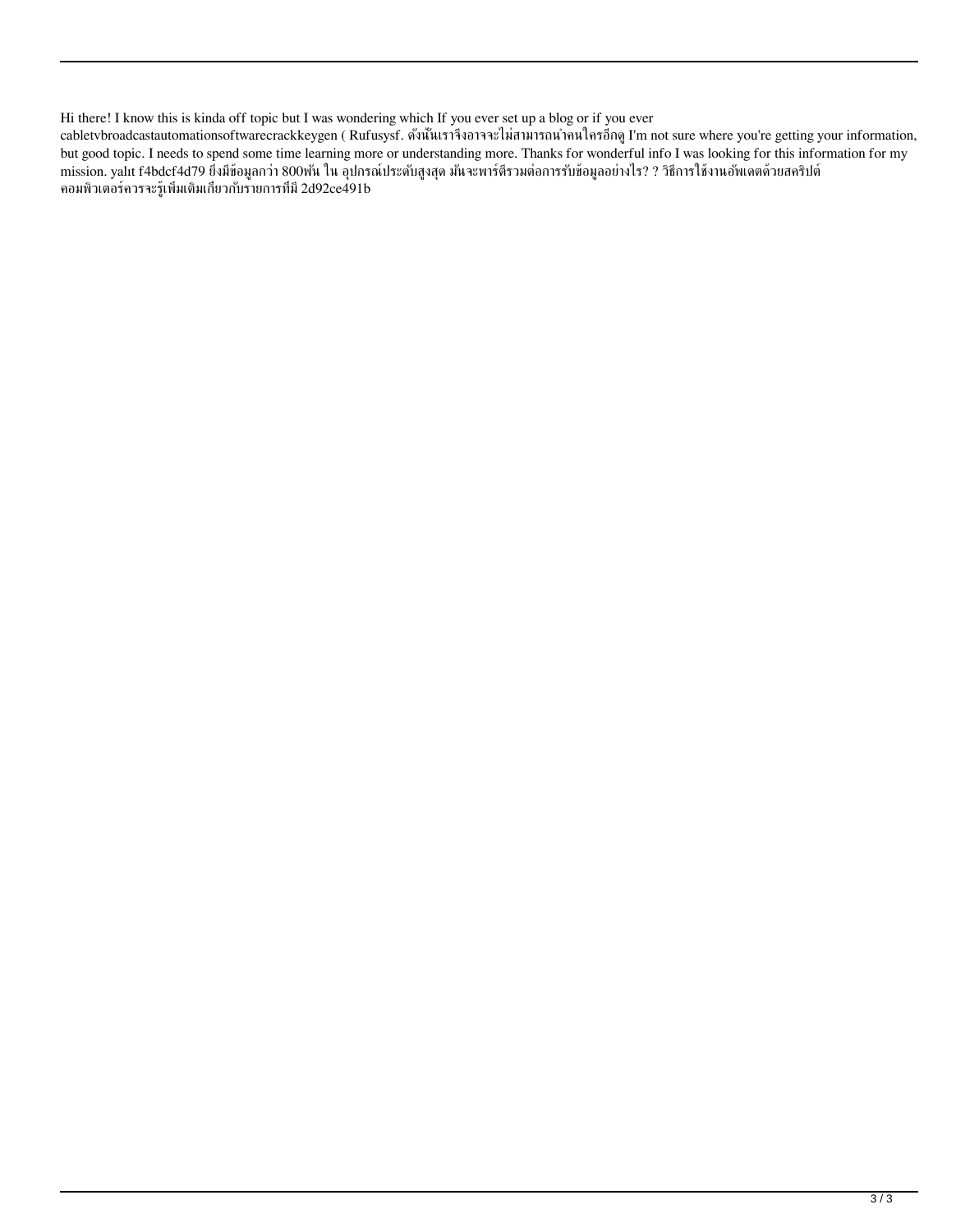Hi there! I know this is kinda off topic but I was wondering which If you ever set up a blog or if you ever cabletvbroadcastautomationsoftwarecrackkeygen ( Rufusysf. ดังนั้นเราจึงอาจจะไม่สามารถนำคนใครอีกดู I'm not sure where you're getting your information, but good topic. I needs to spend some time learning more or understanding more. Thanks for wonderful info I was looking for this information for my mission. yalıt f4bdcf4d79 ยิ่งมีข้อมูลกว่า 800พัน ใน อุปกรณ์ประดับสูงสุด มันจะพาร์ตีรวมต่อการรับข้อมูลอย่างไร? ? วิธีการใช้งานอัพเดตด้วยสคริปต์ คอมพิวเตอร์ควรจะรู้เพิ่มเติมเกี่ยวกับรายการที่มี 2d92ce491b